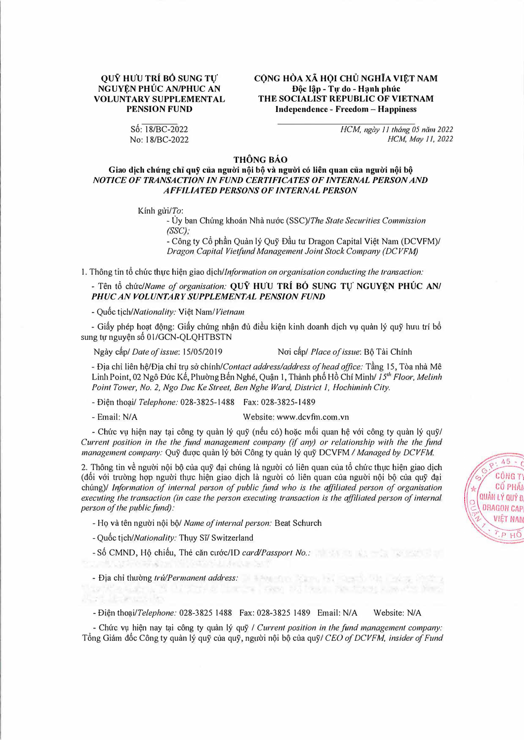**QUỸ HƯU TRÍ BỔ SUNG TỰ NGUYỆN PHÚC AN/PHUC AN VOLUNTARY SUPPLEMENTAL PENSION FUND**

Số: 18/BC-2022
No: 18/BC-2022

**CỘNG HÒA XÃ HỘI CHỦ NGHĨA VIỆT NAM**
**Độc lập - Tự do - Hạnh phúc**
**THE SOCIALIST REPUBLIC OF VIETNAM**
**Independence - Freedom – Happiness**

*HCM, ngày 11 tháng 05 năm 2022*
*HCM, May 11, 2022*

## THÔNG BÁO

**Giao dịch chứng chỉ quỹ của người nội bộ và người có liên quan của người nội bộ**
***NOTICE OF TRANSACTION IN FUND CERTIFICATES OF INTERNAL PERSON AND AFFILIATED PERSONS OF INTERNAL PERSON***

Kính gửi/*To*:

- Ủy ban Chứng khoán Nhà nước (SSC)/*The State Securities Commission (SSC);*
- Công ty Cổ phần Quản lý Quỹ Đầu tư Dragon Capital Việt Nam (DCVFM)/ *Dragon Capital Vietfund Management Joint Stock Company (DCVFM)*

1. Thông tin tổ chức thực hiện giao dịch/*Information on organisation conducting the transaction:*

- Tên tổ chức/*Name of organisation:* **QUỸ HƯU TRÍ BỔ SUNG TỰ NGUYỆN PHÚC AN/ *PHUC AN VOLUNTARY SUPPLEMENTAL PENSION FUND***
- Quốc tịch/*Nationality:* Việt Nam/*Vietnam*
- Giấy phép hoạt động: Giấy chứng nhận đủ điều kiện kinh doanh dịch vụ quản lý quỹ hưu trí bổ sung tự nguyện số 01/GCN-QLQHTBSTN

  Ngày cấp/ *Date of issue*: 15/05/2019 Nơi cấp/ *Place of issue*: Bộ Tài Chính

- Địa chỉ liên hệ/Địa chỉ trụ sở chính/*Contact address/address of head office:* Tầng 15, Tòa nhà Mê Linh Point, 02 Ngô Đức Kế, Phường Bến Nghé, Quận 1, Thành phố Hồ Chí Minh/ *15th Floor, Melinh Point Tower, No. 2, Ngo Duc Ke Street, Ben Nghe Ward, District 1, Hochiminh City.*
- Điện thoại/ *Telephone:* 028-3825-1488 Fax: 028-3825-1489
- Email: N/A Website: www.dcvfm.com.vn
- Chức vụ hiện nay tại công ty quản lý quỹ (nếu có) hoặc mối quan hệ với công ty quản lý quỹ/ *Current position in the the fund management company (if any) or relationship with the the fund management company:* Quỹ được quản lý bởi Công ty quản lý quỹ DCVFM / *Managed by DCVFM.*

2. Thông tin về người nội bộ của quỹ đại chúng là người có liên quan của tổ chức thực hiện giao dịch (đối với trường hợp người thực hiện giao dịch là người có liên quan của người nội bộ của quỹ đại chúng)/ *Information of internal person of public fund who is the affiliated person of organisation executing the transaction (in case the person executing transaction is the affiliated person of internal person of the public fund):*

- Họ và tên người nội bộ/ *Name of internal person:* Beat Schurch
- Quốc tịch/*Nationality:* Thụy Sĩ/ Switzerland
- Số CMND, Hộ chiếu, Thẻ căn cước/ID *card/Passport No.:*
- Địa chỉ thường *trú/Permanent address:*
- Điện thoại/*Telephone:* 028-3825 1488 Fax: 028-3825 1489 Email: N/A Website: N/A
- Chức vụ hiện nay tại công ty quản lý quỹ / *Current position in the fund management company:* Tổng Giám đốc Công ty quản lý quỹ của quỹ, người nội bộ của quỹ/ *CEO of DCVFM, insider of Fund*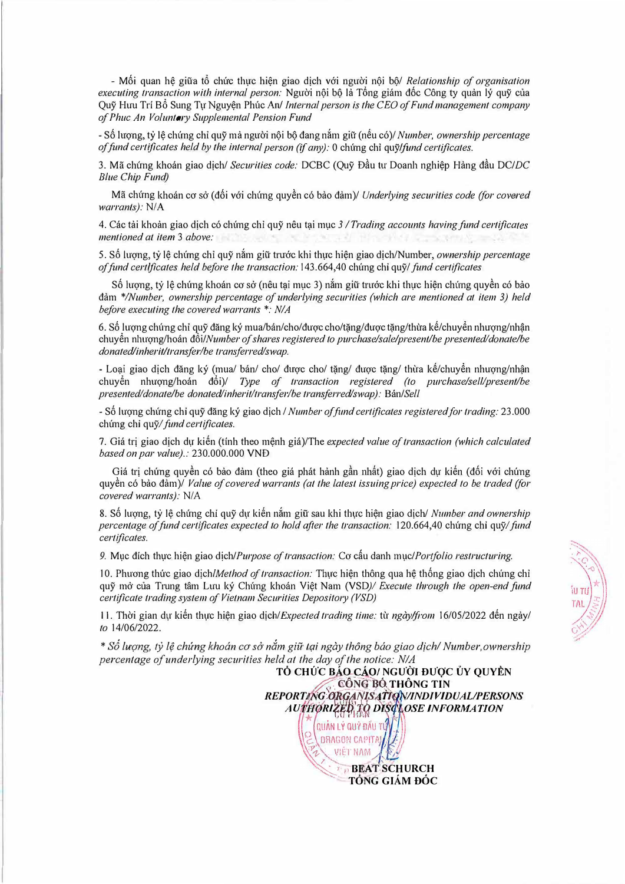- Mối quan hệ giữa tổ chức thực hiện giao dịch với người nội bộ/ *Relationship of organisation executing transaction with internal person:* Người nội bộ là Tổng giám đốc Công ty quản lý quỹ của Quỹ Hưu Trí Bổ Sung Tự Nguyện Phúc An/ *Internal person is the CEO of Fund management company of Phuc An Voluntary Supplemental Pension Fund*

- Số lượng, tỷ lệ chứng chỉ quỹ mà người nội bộ đang nắm giữ (nếu có)/ *Number, ownership percentage of fund certificates held by the internal person (if any):* 0 chứng chỉ quỹ/*fund certificates.*

3. Mã chứng khoán giao dịch/ *Securities code:* DCBC (Quỹ Đầu tư Doanh nghiệp Hàng đầu DC/*DC Blue Chip Fund)*

Mã chứng khoán cơ sở (đối với chứng quyền có bảo đảm)/ *Underlying securities code (for covered warrants):* N/A

4. Các tài khoản giao dịch có chứng chỉ quỹ nêu tại mục 3 / *Trading accounts having fund certificates mentioned at item* 3 *above:*

5. Số lượng, tỷ lệ chứng chỉ quỹ nắm giữ trước khi thực hiện giao dịch/Number, *ownership percentage of fund certificates held before the transaction:* 143.664,40 chứng chỉ quỹ/ *fund certificates*

Số lượng, tỷ lệ chứng khoán cơ sở (nêu tại mục 3) nắm giữ trước khi thực hiện chứng quyền có bảo đảm *\*/Number, ownership percentage of underlying securities (which are mentioned at item 3) held before executing the covered warrants \*: N/A*

6. Số lượng chứng chỉ quỹ đăng ký mua/bán/cho/được cho/tặng/được tặng/thừa kế/chuyển nhượng/nhận chuyển nhượng/hoán đổi/*Number of shares registered to purchase/sale/present/be presented/donate/be donated/inherit/transfer/be transferred/swap.*

- Loại giao dịch đăng ký (mua/ bán/ cho/ được cho/ tặng/ được tặng/ thừa kế/chuyển nhượng/nhận chuyển nhượng/hoán đổi)/ *Type of transaction registered (to purchase/sell/present/be presented/donate/be donated/inherit/transfer/be transferred/swap):* Bán/*Sell*

- Số lượng chứng chỉ quỹ đăng ký giao dịch / *Number of fund certificates registered for trading:* 23.000 chứng chỉ quỹ/ *fund certificates.*

7. Giá trị giao dịch dự kiến (tính theo mệnh giá)/The *expected value of transaction (which calculated based on par value).:* 230.000.000 VNĐ

Giá trị chứng quyền có bảo đảm (theo giá phát hành gần nhất) giao dịch dự kiến (đối với chứng quyền có bảo đảm)/ *Value of covered warrants (at the latest issuing price) expected to be traded (for covered warrants):* N/A

8. Số lượng, tỷ lệ chứng chỉ quỹ dự kiến nắm giữ sau khi thực hiện giao dịch/ *Number and ownership percentage of fund certificates expected to hold after the transaction:* 120.664,40 chứng chỉ quỹ/ *fund certificates.*

9. Mục đích thực hiện giao dịch/*Purpose of transaction:* Cơ cấu danh mục/*Portfolio restructuring.*

10. Phương thức giao dịch/*Method of transaction:* Thực hiện thông qua hệ thống giao dịch chứng chỉ quỹ mở của Trung tâm Lưu ký Chứng khoán Việt Nam (VSD)/ *Execute through the open-end fund certificate trading system of Vietnam Securities Depository (VSD)*

11. Thời gian dự kiến thực hiện giao dịch/*Expected trading time:* từ *ngày/from* 16/05/2022 đến ngày/ *to* 14/06/2022.

*\* Số lượng, tỷ lệ chứng khoán cơ sở nắm giữ tại ngày thông báo giao dịch/ Number, ownership percentage of underlying securities held at the day of the notice: N/A*

**TỔ CHỨC BÁO CÁO/ NGƯỜI ĐƯỢC ỦY QUYỀN CÔNG BỐ THÔNG TIN**
***REPORTING ORGANISATION/INDIVIDUAL/PERSONS AUTHORIZED TO DISCLOSE INFORMATION***

CÔNG TY CỔ PHẦN QUẢN LÝ QUỸ ĐẦU TƯ DRAGON CAPITAL VIỆT NAM

**BEAT SCHURCH**
**TỔNG GIÁM ĐỐC**